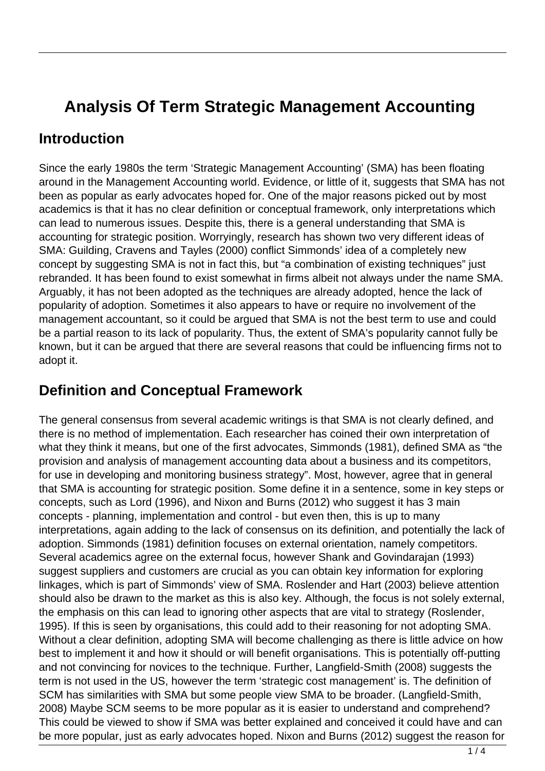# Analysis Of Term Strategic Management Accounting

## Introduction

Since the early 1980s the term 'Strategic Management Accounting' (SMA) has been floating around in the Management Accounting world. Evidence, or little of it, suggests that SMA has not been as popular as early advocates hoped for. One of the major reasons picked out by most academics is that it has no clear definition or conceptual framework, only interpretations which can lead to numerous issues. Despite this, there is a general understanding that SMA is accounting for strategic position. Worryingly, research has shown two very different ideas of SMA: Guilding, Cravens and Tayles (2000) conflict Simmonds' idea of a completely new concept by suggesting SMA is not in fact this, but "a combination of existing techniques" just rebranded. It has been found to exist somewhat in firms albeit not always under the name SMA. Arguably, it has not been adopted as the techniques are already adopted, hence the lack of popularity of adoption. Sometimes it also appears to have or require no involvement of the management accountant, so it could be argued that SMA is not the best term to use and could be a partial reason to its lack of popularity. Thus, the extent of SMA's popularity cannot fully be known, but it can be argued that there are several reasons that could be influencing firms not to adopt it.

## Definition and Conceptual Framework

The general consensus from several academic writings is that SMA is not clearly defined, and there is no method of implementation. Each researcher has coined their own interpretation of what they think it means, but one of the first advocates, Simmonds (1981), defined SMA as "the provision and analysis of management accounting data about a business and its competitors, for use in developing and monitoring business strategy". Most, however, agree that in general that SMA is accounting for strategic position. Some define it in a sentence, some in key steps or concepts, such as Lord (1996), and Nixon and Burns (2012) who suggest it has 3 main concepts - planning, implementation and control - but even then, this is up to many interpretations, again adding to the lack of consensus on its definition, and potentially the lack of adoption. Simmonds (1981) definition focuses on external orientation, namely competitors. Several academics agree on the external focus, however Shank and Govindarajan (1993) suggest suppliers and customers are crucial as you can obtain key information for exploring linkages, which is part of Simmonds' view of SMA. Roslender and Hart (2003) believe attention should also be drawn to the market as this is also key. Although, the focus is not solely external, the emphasis on this can lead to ignoring other aspects that are vital to strategy (Roslender, 1995). If this is seen by organisations, this could add to their reasoning for not adopting SMA. Without a clear definition, adopting SMA will become challenging as there is little advice on how best to implement it and how it should or will benefit organisations. This is potentially off-putting and not convincing for novices to the technique. Further, Langfield-Smith (2008) suggests the term is not used in the US, however the term 'strategic cost management' is. The definition of SCM has similarities with SMA but some people view SMA to be broader. (Langfield-Smith, 2008) Maybe SCM seems to be more popular as it is easier to understand and comprehend? This could be viewed to show if SMA was better explained and conceived it could have and can be more popular, just as early advocates hoped. Nixon and Burns (2012) suggest the reason for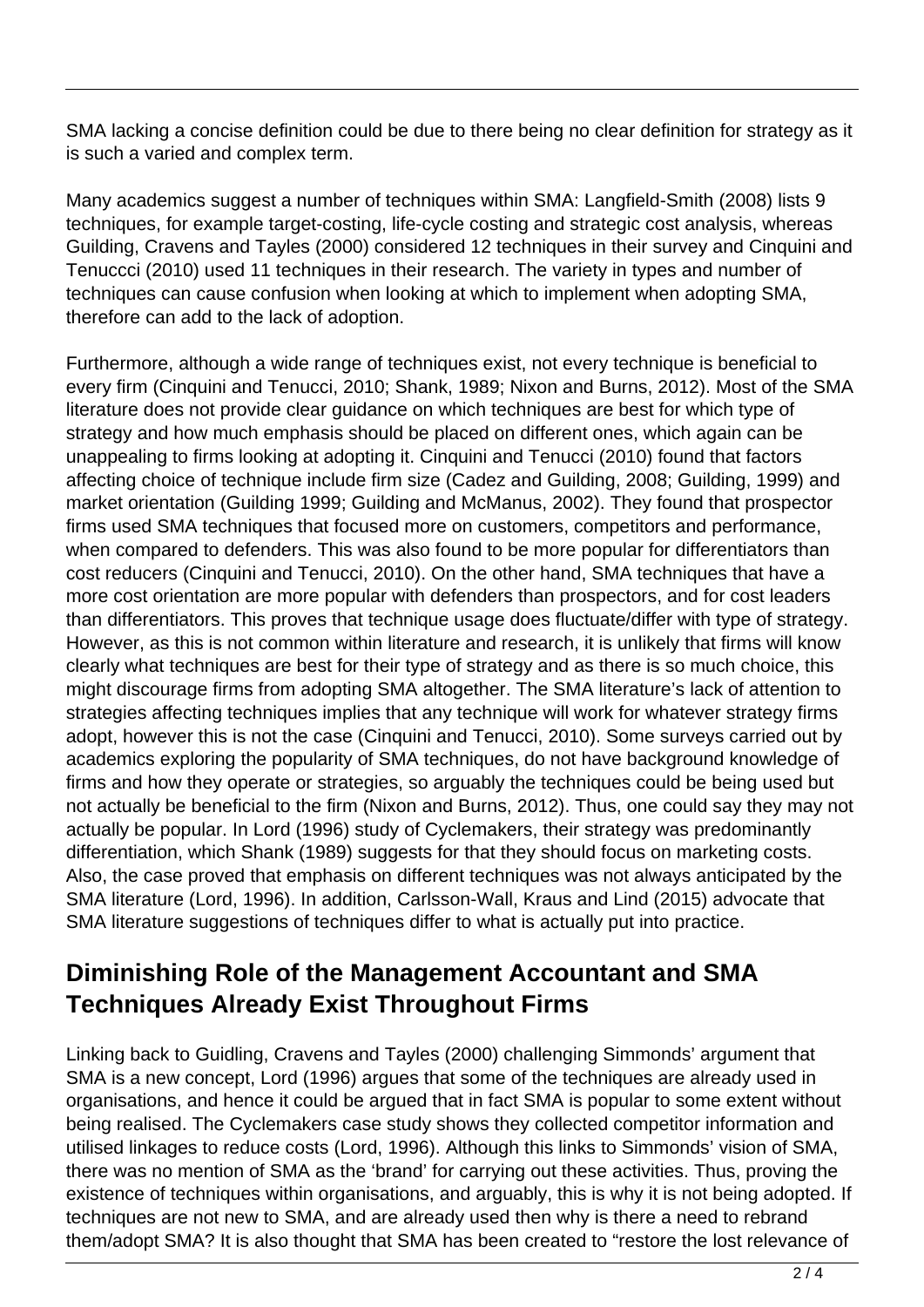SMA lacking a concise definition could be due to there being no clear definition for strategy as it is such a varied and complex term.

Many academics suggest a number of techniques within SMA: Langfield-Smith (2008) lists 9 techniques, for example target-costing, life-cycle costing and strategic cost analysis, whereas Guilding, Cravens and Tayles (2000) considered 12 techniques in their survey and Cinquini and Tenuccci (2010) used 11 techniques in their research. The variety in types and number of techniques can cause confusion when looking at which to implement when adopting SMA, therefore can add to the lack of adoption.

Furthermore, although a wide range of techniques exist, not every technique is beneficial to every firm (Cinquini and Tenucci, 2010; Shank, 1989; Nixon and Burns, 2012). Most of the SMA literature does not provide clear guidance on which techniques are best for which type of strategy and how much emphasis should be placed on different ones, which again can be unappealing to firms looking at adopting it. Cinquini and Tenucci (2010) found that factors affecting choice of technique include firm size (Cadez and Guilding, 2008; Guilding, 1999) and market orientation (Guilding 1999; Guilding and McManus, 2002). They found that prospector firms used SMA techniques that focused more on customers, competitors and performance, when compared to defenders. This was also found to be more popular for differentiators than cost reducers (Cinquini and Tenucci, 2010). On the other hand, SMA techniques that have a more cost orientation are more popular with defenders than prospectors, and for cost leaders than differentiators. This proves that technique usage does fluctuate/differ with type of strategy. However, as this is not common within literature and research, it is unlikely that firms will know clearly what techniques are best for their type of strategy and as there is so much choice, this might discourage firms from adopting SMA altogether. The SMA literature's lack of attention to strategies affecting techniques implies that any technique will work for whatever strategy firms adopt, however this is not the case (Cinquini and Tenucci, 2010). Some surveys carried out by academics exploring the popularity of SMA techniques, do not have background knowledge of firms and how they operate or strategies, so arguably the techniques could be being used but not actually be beneficial to the firm (Nixon and Burns, 2012). Thus, one could say they may not actually be popular. In Lord (1996) study of Cyclemakers, their strategy was predominantly differentiation, which Shank (1989) suggests for that they should focus on marketing costs. Also, the case proved that emphasis on different techniques was not always anticipated by the SMA literature (Lord, 1996). In addition, Carlsson-Wall, Kraus and Lind (2015) advocate that SMA literature suggestions of techniques differ to what is actually put into practice.

## Diminishing Role of the Management Accountant and SMA Techniques Already Exist Throughout Firms

Linking back to Guidling, Cravens and Tayles (2000) challenging Simmonds' argument that SMA is a new concept, Lord (1996) argues that some of the techniques are already used in organisations, and hence it could be argued that in fact SMA is popular to some extent without being realised. The Cyclemakers case study shows they collected competitor information and utilised linkages to reduce costs (Lord, 1996). Although this links to Simmonds' vision of SMA, there was no mention of SMA as the 'brand' for carrying out these activities. Thus, proving the existence of techniques within organisations, and arguably, this is why it is not being adopted. If techniques are not new to SMA, and are already used then why is there a need to rebrand them/adopt SMA? It is also thought that SMA has been created to "restore the lost relevance of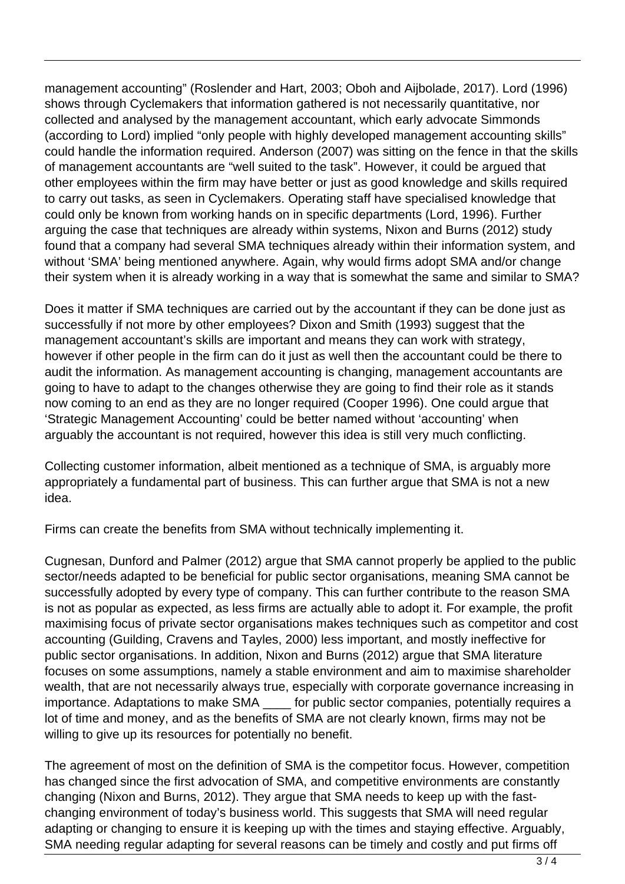management accounting" (Roslender and Hart, 2003; Oboh and Aijbolade, 2017). Lord (1996) shows through Cyclemakers that information gathered is not necessarily quantitative, nor collected and analysed by the management accountant, which early advocate Simmonds (according to Lord) implied "only people with highly developed management accounting skills" could handle the information required. Anderson (2007) was sitting on the fence in that the skills of management accountants are "well suited to the task". However, it could be argued that other employees within the firm may have better or just as good knowledge and skills required to carry out tasks, as seen in Cyclemakers. Operating staff have specialised knowledge that could only be known from working hands on in specific departments (Lord, 1996). Further arguing the case that techniques are already within systems, Nixon and Burns (2012) study found that a company had several SMA techniques already within their information system, and without 'SMA' being mentioned anywhere. Again, why would firms adopt SMA and/or change their system when it is already working in a way that is somewhat the same and similar to SMA?

Does it matter if SMA techniques are carried out by the accountant if they can be done just as successfully if not more by other employees? Dixon and Smith (1993) suggest that the management accountant's skills are important and means they can work with strategy, however if other people in the firm can do it just as well then the accountant could be there to audit the information. As management accounting is changing, management accountants are going to have to adapt to the changes otherwise they are going to find their role as it stands now coming to an end as they are no longer required (Cooper 1996). One could argue that 'Strategic Management Accounting' could be better named without 'accounting' when arguably the accountant is not required, however this idea is still very much conflicting.

Collecting customer information, albeit mentioned as a technique of SMA, is arguably more appropriately a fundamental part of business. This can further argue that SMA is not a new idea.

Firms can create the benefits from SMA without technically implementing it.

Cugnesan, Dunford and Palmer (2012) argue that SMA cannot properly be applied to the public sector/needs adapted to be beneficial for public sector organisations, meaning SMA cannot be successfully adopted by every type of company. This can further contribute to the reason SMA is not as popular as expected, as less firms are actually able to adopt it. For example, the profit maximising focus of private sector organisations makes techniques such as competitor and cost accounting (Guilding, Cravens and Tayles, 2000) less important, and mostly ineffective for public sector organisations. In addition, Nixon and Burns (2012) argue that SMA literature focuses on some assumptions, namely a stable environment and aim to maximise shareholder wealth, that are not necessarily always true, especially with corporate governance increasing in importance. Adaptations to make SMA ____ for public sector companies, potentially requires a lot of time and money, and as the benefits of SMA are not clearly known, firms may not be willing to give up its resources for potentially no benefit.

The agreement of most on the definition of SMA is the competitor focus. However, competition has changed since the first advocation of SMA, and competitive environments are constantly changing (Nixon and Burns, 2012). They argue that SMA needs to keep up with the fast-changing environment of today's business world. This suggests that SMA will need regular adapting or changing to ensure it is keeping up with the times and staying effective. Arguably, SMA needing regular adapting for several reasons can be timely and costly and put firms off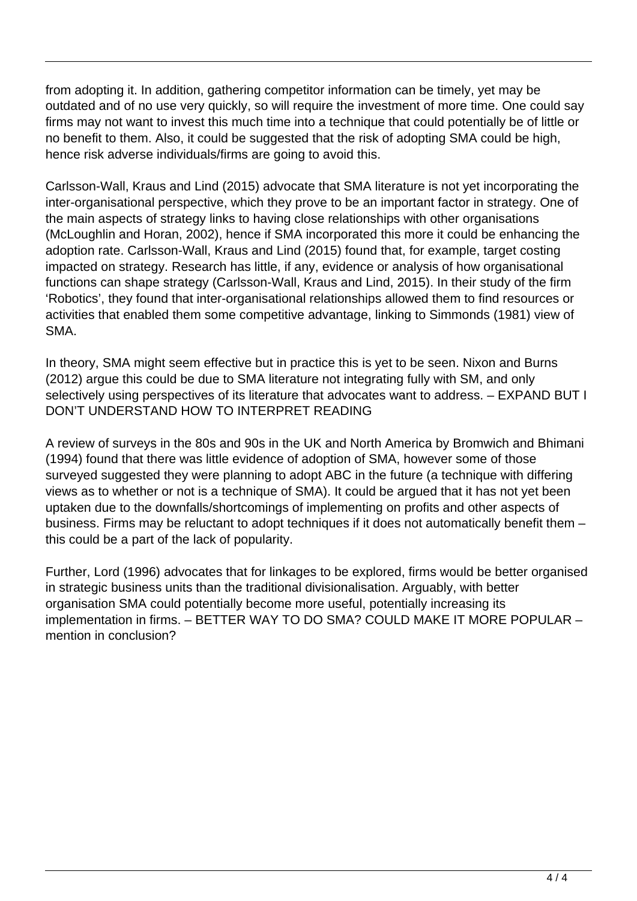from adopting it. In addition, gathering competitor information can be timely, yet may be outdated and of no use very quickly, so will require the investment of more time. One could say firms may not want to invest this much time into a technique that could potentially be of little or no benefit to them. Also, it could be suggested that the risk of adopting SMA could be high, hence risk adverse individuals/firms are going to avoid this.

Carlsson-Wall, Kraus and Lind (2015) advocate that SMA literature is not yet incorporating the inter-organisational perspective, which they prove to be an important factor in strategy. One of the main aspects of strategy links to having close relationships with other organisations (McLoughlin and Horan, 2002), hence if SMA incorporated this more it could be enhancing the adoption rate. Carlsson-Wall, Kraus and Lind (2015) found that, for example, target costing impacted on strategy. Research has little, if any, evidence or analysis of how organisational functions can shape strategy (Carlsson-Wall, Kraus and Lind, 2015). In their study of the firm 'Robotics', they found that inter-organisational relationships allowed them to find resources or activities that enabled them some competitive advantage, linking to Simmonds (1981) view of SMA.

In theory, SMA might seem effective but in practice this is yet to be seen. Nixon and Burns (2012) argue this could be due to SMA literature not integrating fully with SM, and only selectively using perspectives of its literature that advocates want to address. – EXPAND BUT I DON'T UNDERSTAND HOW TO INTERPRET READING

A review of surveys in the 80s and 90s in the UK and North America by Bromwich and Bhimani (1994) found that there was little evidence of adoption of SMA, however some of those surveyed suggested they were planning to adopt ABC in the future (a technique with differing views as to whether or not is a technique of SMA). It could be argued that it has not yet been uptaken due to the downfalls/shortcomings of implementing on profits and other aspects of business. Firms may be reluctant to adopt techniques if it does not automatically benefit them – this could be a part of the lack of popularity.

Further, Lord (1996) advocates that for linkages to be explored, firms would be better organised in strategic business units than the traditional divisionalisation. Arguably, with better organisation SMA could potentially become more useful, potentially increasing its implementation in firms. – BETTER WAY TO DO SMA? COULD MAKE IT MORE POPULAR – mention in conclusion?